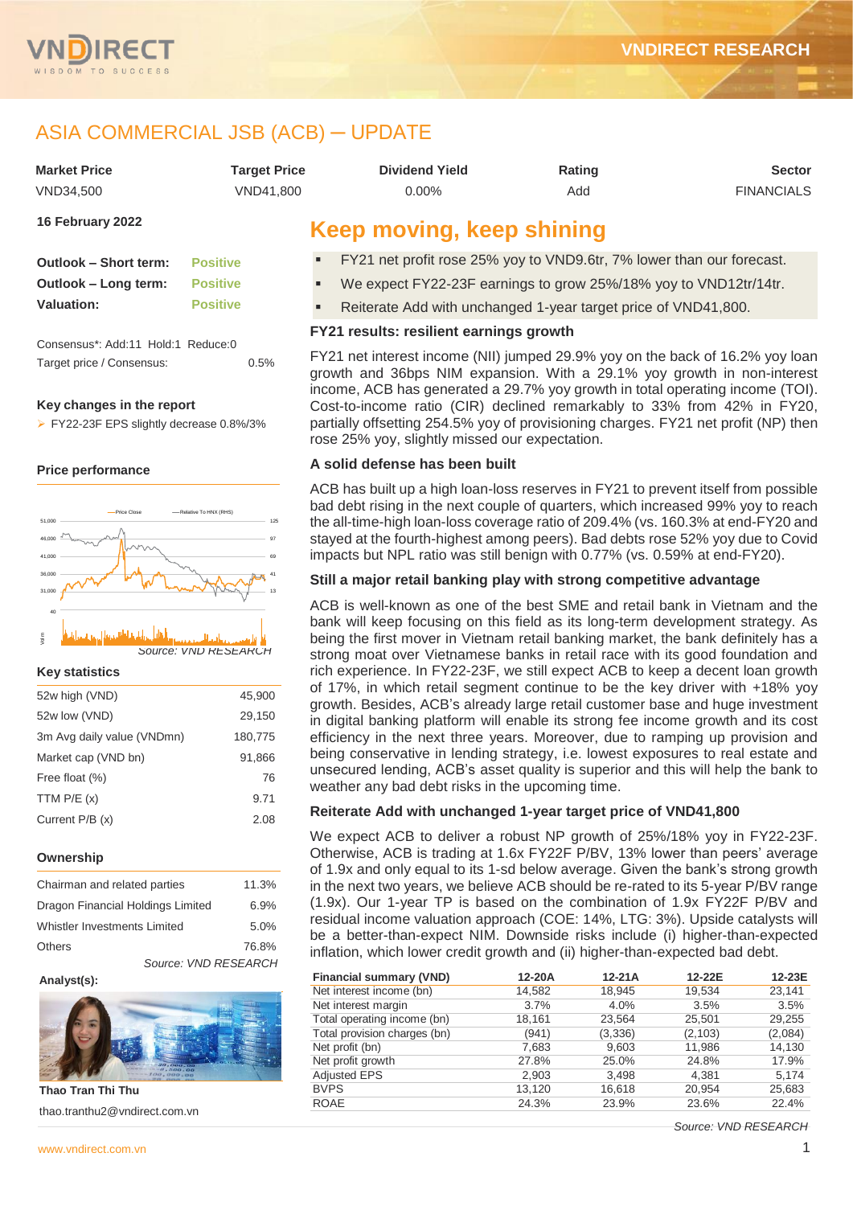# ASIA COMMERCIAL JSB (ACB) ─ UPDATE

| Market Price | Target Price | Dividend Yield | Rating | Sector |
|---|---|---|---|---|
| VND34,500 | VND41,800 | 0.00% | Add | FINANCIALS |

**16 February 2022**

| | |
|---|---|
| **Outlook – Short term:** | Positive |
| **Outlook – Long term:** | Positive |
| **Valuation:** | Positive |

Consensus*: Add:11 Hold:1 Reduce:0

Target price / Consensus: 0.5%

**Key changes in the report**

- FY22-23F EPS slightly decrease 0.8%/3%

**Price performance**

Source: VND RESEARCH

**Key statistics**

| | |
|---|---|
| 52w high (VND) | 45,900 |
| 52w low (VND) | 29,150 |
| 3m Avg daily value (VNDmn) | 180,775 |
| Market cap (VND bn) | 91,866 |
| Free float (%) | 76 |
| TTM P/E (x) | 9.71 |
| Current P/B (x) | 2.08 |

**Ownership**

| | |
|---|---|
| Chairman and related parties | 11.3% |
| Dragon Financial Holdings Limited | 6.9% |
| Whistler Investments Limited | 5.0% |
| Others | 76.8% |

Source: VND RESEARCH

**Analyst(s):**

**Thao Tran Thi Thu**

thao.tranthu2@vndirect.com.vn

## Keep moving, keep shining

- FY21 net profit rose 25% yoy to VND9.6tr, 7% lower than our forecast.
- We expect FY22-23F earnings to grow 25%/18% yoy to VND12tr/14tr.
- Reiterate Add with unchanged 1-year target price of VND41,800.

### FY21 results: resilient earnings growth

FY21 net interest income (NII) jumped 29.9% yoy on the back of 16.2% yoy loan growth and 36bps NIM expansion. With a 29.1% yoy growth in non-interest income, ACB has generated a 29.7% yoy growth in total operating income (TOI). Cost-to-income ratio (CIR) declined remarkably to 33% from 42% in FY20, partially offsetting 254.5% yoy of provisioning charges. FY21 net profit (NP) then rose 25% yoy, slightly missed our expectation.

### A solid defense has been built

ACB has built up a high loan-loss reserves in FY21 to prevent itself from possible bad debt rising in the next couple of quarters, which increased 99% yoy to reach the all-time-high loan-loss coverage ratio of 209.4% (vs. 160.3% at end-FY20 and stayed at the fourth-highest among peers). Bad debts rose 52% yoy due to Covid impacts but NPL ratio was still benign with 0.77% (vs. 0.59% at end-FY20).

### Still a major retail banking play with strong competitive advantage

ACB is well-known as one of the best SME and retail bank in Vietnam and the bank will keep focusing on this field as its long-term development strategy. As being the first mover in Vietnam retail banking market, the bank definitely has a strong moat over Vietnamese banks in retail race with its good foundation and rich experience. In FY22-23F, we still expect ACB to keep a decent loan growth of 17%, in which retail segment continue to be the key driver with +18% yoy growth. Besides, ACB's already large retail customer base and huge investment in digital banking platform will enable its strong fee income growth and its cost efficiency in the next three years. Moreover, due to ramping up provision and being conservative in lending strategy, i.e. lowest exposures to real estate and unsecured lending, ACB's asset quality is superior and this will help the bank to weather any bad debt risks in the upcoming time.

### Reiterate Add with unchanged 1-year target price of VND41,800

We expect ACB to deliver a robust NP growth of 25%/18% yoy in FY22-23F. Otherwise, ACB is trading at 1.6x FY22F P/BV, 13% lower than peers' average of 1.9x and only equal to its 1-sd below average. Given the bank's strong growth in the next two years, we believe ACB should be re-rated to its 5-year P/BV range (1.9x). Our 1-year TP is based on the combination of 1.9x FY22F P/BV and residual income valuation approach (COE: 14%, LTG: 3%). Upside catalysts will be a better-than-expect NIM. Downside risks include (i) higher-than-expected inflation, which lower credit growth and (ii) higher-than-expected bad debt.

| Financial summary (VND) | 12-20A | 12-21A | 12-22E | 12-23E |
|---|---|---|---|---|
| Net interest income (bn) | 14,582 | 18,945 | 19,534 | 23,141 |
| Net interest margin | 3.7% | 4.0% | 3.5% | 3.5% |
| Total operating income (bn) | 18,161 | 23,564 | 25,501 | 29,255 |
| Total provision charges (bn) | (941) | (3,336) | (2,103) | (2,084) |
| Net profit (bn) | 7,683 | 9,603 | 11,986 | 14,130 |
| Net profit growth | 27.8% | 25.0% | 24.8% | 17.9% |
| Adjusted EPS | 2,903 | 3,498 | 4,381 | 5,174 |
| BVPS | 13,120 | 16,618 | 20,954 | 25,683 |
| ROAE | 24.3% | 23.9% | 23.6% | 22.4% |

Source: VND RESEARCH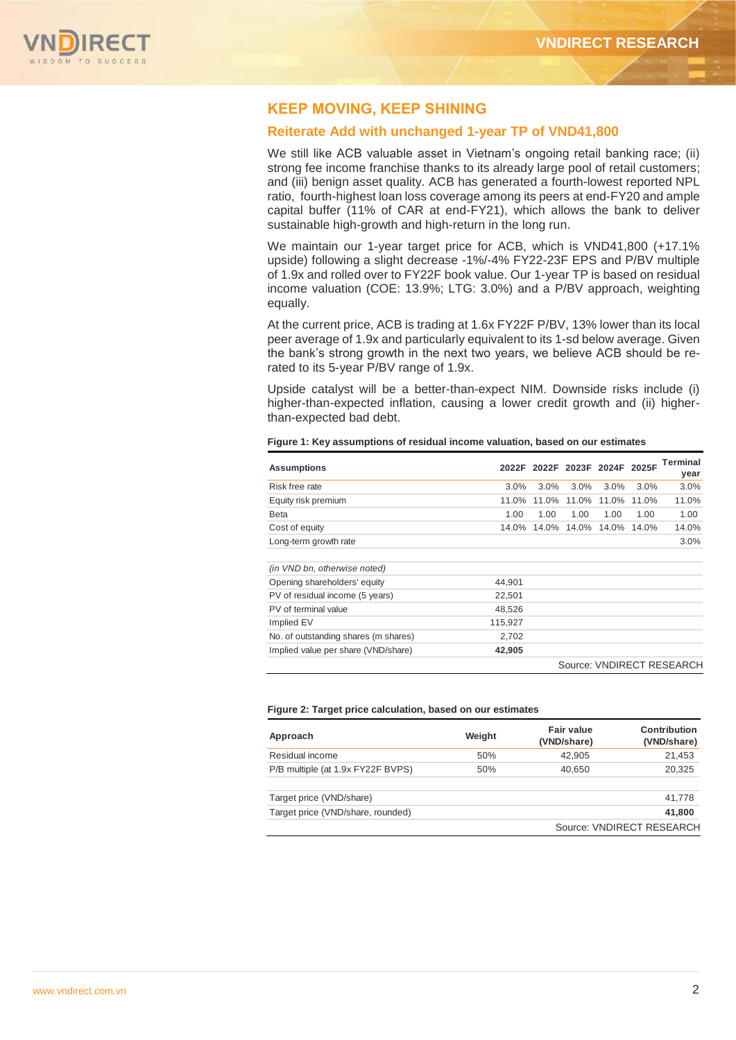## KEEP MOVING, KEEP SHINING

### Reiterate Add with unchanged 1-year TP of VND41,800

We still like ACB valuable asset in Vietnam's ongoing retail banking race; (ii) strong fee income franchise thanks to its already large pool of retail customers; and (iii) benign asset quality. ACB has generated a fourth-lowest reported NPL ratio, fourth-highest loan loss coverage among its peers at end-FY20 and ample capital buffer (11% of CAR at end-FY21), which allows the bank to deliver sustainable high-growth and high-return in the long run.

We maintain our 1-year target price for ACB, which is VND41,800 (+17.1% upside) following a slight decrease -1%/-4% FY22-23F EPS and P/BV multiple of 1.9x and rolled over to FY22F book value. Our 1-year TP is based on residual income valuation (COE: 13.9%; LTG: 3.0%) and a P/BV approach, weighting equally.

At the current price, ACB is trading at 1.6x FY22F P/BV, 13% lower than its local peer average of 1.9x and particularly equivalent to its 1-sd below average. Given the bank's strong growth in the next two years, we believe ACB should be re-rated to its 5-year P/BV range of 1.9x.

Upside catalyst will be a better-than-expect NIM. Downside risks include (i) higher-than-expected inflation, causing a lower credit growth and (ii) higher-than-expected bad debt.

**Figure 1: Key assumptions of residual income valuation, based on our estimates**

| Assumptions | 2022F | 2022F | 2023F | 2024F | 2025F | Terminal year |
|---|---|---|---|---|---|---|
| Risk free rate | 3.0% | 3.0% | 3.0% | 3.0% | 3.0% | 3.0% |
| Equity risk premium | 11.0% | 11.0% | 11.0% | 11.0% | 11.0% | 11.0% |
| Beta | 1.00 | 1.00 | 1.00 | 1.00 | 1.00 | 1.00 |
| Cost of equity | 14.0% | 14.0% | 14.0% | 14.0% | 14.0% | 14.0% |
| Long-term growth rate | | | | | | 3.0% |
| | | | | | | |
| *(in VND bn, otherwise noted)* | | | | | | |
| Opening shareholders' equity | 44,901 | | | | | |
| PV of residual income (5 years) | 22,501 | | | | | |
| PV of terminal value | 48,526 | | | | | |
| Implied EV | 115,927 | | | | | |
| No. of outstanding shares (m shares) | 2,702 | | | | | |
| Implied value per share (VND/share) | **42,905** | | | | | |

Source: VNDIRECT RESEARCH

**Figure 2: Target price calculation, based on our estimates**

| Approach | Weight | Fair value (VND/share) | Contribution (VND/share) |
|---|---|---|---|
| Residual income | 50% | 42,905 | 21,453 |
| P/B multiple (at 1.9x FY22F BVPS) | 50% | 40,650 | 20,325 |
| | | | |
| Target price (VND/share) | | | 41,778 |
| Target price (VND/share, rounded) | | | **41,800** |

Source: VNDIRECT RESEARCH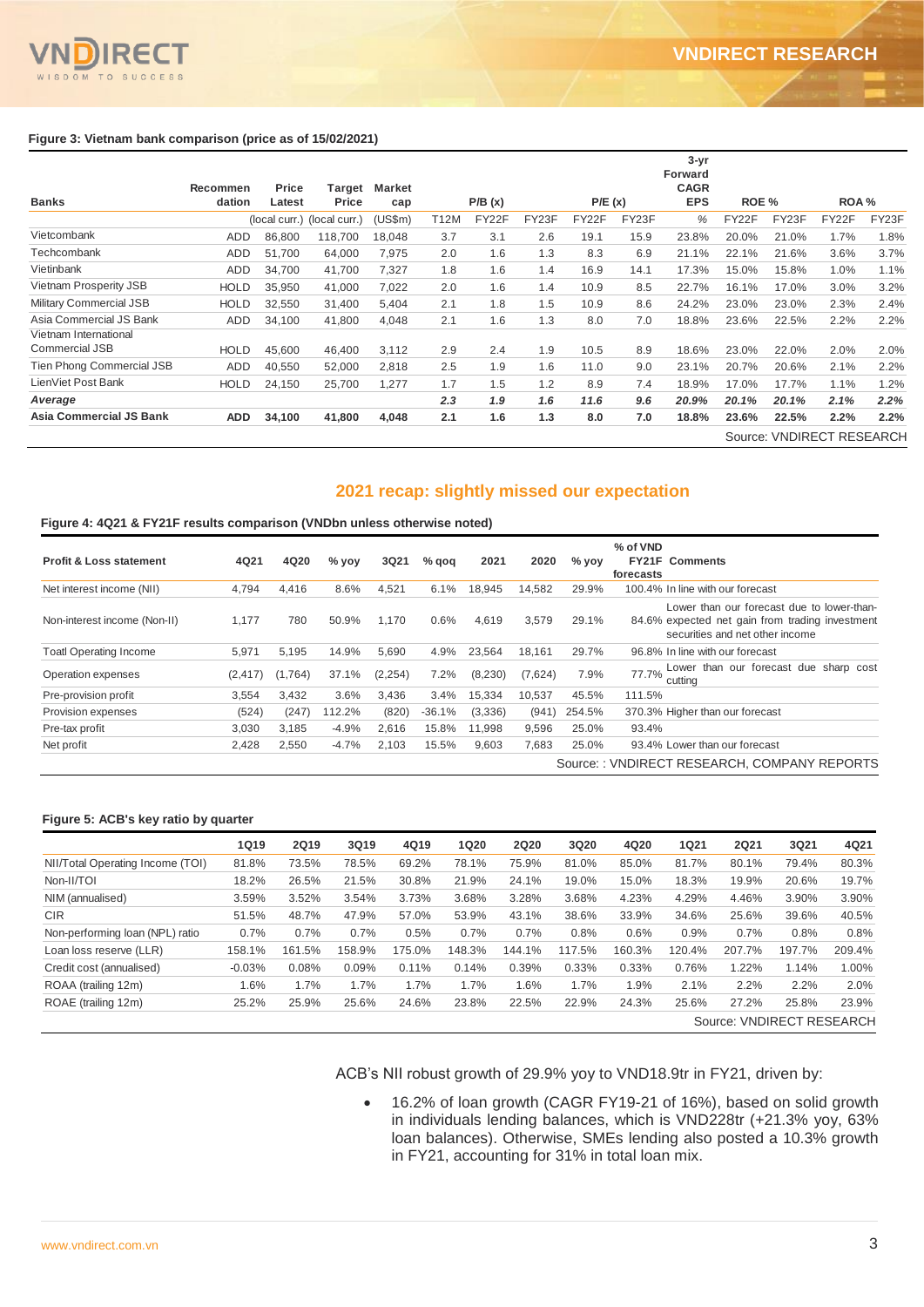**Figure 3: Vietnam bank comparison (price as of 15/02/2021)**

| Banks | Recommendation | Price Latest | Target Price | Market cap | P/B (x) | | | P/E (x) | | 3-yr Forward CAGR EPS | ROE % | | ROA % | |
|---|---|---|---|---|---|---|---|---|---|---|---|---|---|---|
| | | (local curr.) | (local curr.) | (US$m) | T12M | FY22F | FY23F | FY22F | FY23F | % | FY22F | FY23F | FY22F | FY23F |
| Vietcombank | ADD | 86,800 | 118,700 | 18,048 | 3.7 | 3.1 | 2.6 | 19.1 | 15.9 | 23.8% | 20.0% | 21.0% | 1.7% | 1.8% |
| Techcombank | ADD | 51,700 | 64,000 | 7,975 | 2.0 | 1.6 | 1.3 | 8.3 | 6.9 | 21.1% | 22.1% | 21.6% | 3.6% | 3.7% |
| Vietinbank | ADD | 34,700 | 41,700 | 7,327 | 1.8 | 1.6 | 1.4 | 16.9 | 14.1 | 17.3% | 15.0% | 15.8% | 1.0% | 1.1% |
| Vietnam Prosperity JSB | HOLD | 35,950 | 41,000 | 7,022 | 2.0 | 1.6 | 1.4 | 10.9 | 8.5 | 22.7% | 16.1% | 17.0% | 3.0% | 3.2% |
| Military Commercial JSB | HOLD | 32,550 | 31,400 | 5,404 | 2.1 | 1.8 | 1.5 | 10.9 | 8.6 | 24.2% | 23.0% | 23.0% | 2.3% | 2.4% |
| Asia Commercial JS Bank | ADD | 34,100 | 41,800 | 4,048 | 2.1 | 1.6 | 1.3 | 8.0 | 7.0 | 18.8% | 23.6% | 22.5% | 2.2% | 2.2% |
| Vietnam International Commercial JSB | HOLD | 45,600 | 46,400 | 3,112 | 2.9 | 2.4 | 1.9 | 10.5 | 8.9 | 18.6% | 23.0% | 22.0% | 2.0% | 2.0% |
| Tien Phong Commercial JSB | ADD | 40,550 | 52,000 | 2,818 | 2.5 | 1.9 | 1.6 | 11.0 | 9.0 | 23.1% | 20.7% | 20.6% | 2.1% | 2.2% |
| LienViet Post Bank | HOLD | 24,150 | 25,700 | 1,277 | 1.7 | 1.5 | 1.2 | 8.9 | 7.4 | 18.9% | 17.0% | 17.7% | 1.1% | 1.2% |
| ***Average*** | | | | | ***2.3*** | ***1.9*** | ***1.6*** | ***11.6*** | ***9.6*** | ***20.9%*** | ***20.1%*** | ***20.1%*** | ***2.1%*** | ***2.2%*** |
| **Asia Commercial JS Bank** | **ADD** | **34,100** | **41,800** | **4,048** | **2.1** | **1.6** | **1.3** | **8.0** | **7.0** | **18.8%** | **23.6%** | **22.5%** | **2.2%** | **2.2%** |

Source: VNDIRECT RESEARCH

## 2021 recap: slightly missed our expectation

**Figure 4: 4Q21 & FY21F results comparison (VNDbn unless otherwise noted)**

| Profit & Loss statement | 4Q21 | 4Q20 | % yoy | 3Q21 | % qoq | 2021 | 2020 | % yoy | % of VND FY21F forecasts | Comments |
|---|---|---|---|---|---|---|---|---|---|---|
| Net interest income (NII) | 4,794 | 4,416 | 8.6% | 4,521 | 6.1% | 18,945 | 14,582 | 29.9% | 100.4% | In line with our forecast |
| Non-interest income (Non-II) | 1,177 | 780 | 50.9% | 1,170 | 0.6% | 4,619 | 3,579 | 29.1% | 84.6% | Lower than our forecast due to lower-than-expected net gain from trading investment securities and net other income |
| Toatl Operating Income | 5,971 | 5,195 | 14.9% | 5,690 | 4.9% | 23,564 | 18,161 | 29.7% | 96.8% | In line with our forecast |
| Operation expenses | (2,417) | (1,764) | 37.1% | (2,254) | 7.2% | (8,230) | (7,624) | 7.9% | 77.7% | Lower than our forecast due sharp cost cutting |
| Pre-provision profit | 3,554 | 3,432 | 3.6% | 3,436 | 3.4% | 15,334 | 10,537 | 45.5% | 111.5% | |
| Provision expenses | (524) | (247) | 112.2% | (820) | -36.1% | (3,336) | (941) | 254.5% | 370.3% | Higher than our forecast |
| Pre-tax profit | 3,030 | 3,185 | -4.9% | 2,616 | 15.8% | 11,998 | 9,596 | 25.0% | 93.4% | |
| Net profit | 2,428 | 2,550 | -4.7% | 2,103 | 15.5% | 9,603 | 7,683 | 25.0% | 93.4% | Lower than our forecast |

Source: : VNDIRECT RESEARCH, COMPANY REPORTS

**Figure 5: ACB's key ratio by quarter**

| | 1Q19 | 2Q19 | 3Q19 | 4Q19 | 1Q20 | 2Q20 | 3Q20 | 4Q20 | 1Q21 | 2Q21 | 3Q21 | 4Q21 |
|---|---|---|---|---|---|---|---|---|---|---|---|---|
| NII/Total Operating Income (TOI) | 81.8% | 73.5% | 78.5% | 69.2% | 78.1% | 75.9% | 81.0% | 85.0% | 81.7% | 80.1% | 79.4% | 80.3% |
| Non-II/TOI | 18.2% | 26.5% | 21.5% | 30.8% | 21.9% | 24.1% | 19.0% | 15.0% | 18.3% | 19.9% | 20.6% | 19.7% |
| NIM (annualised) | 3.59% | 3.52% | 3.54% | 3.73% | 3.68% | 3.28% | 3.68% | 4.23% | 4.29% | 4.46% | 3.90% | 3.90% |
| CIR | 51.5% | 48.7% | 47.9% | 57.0% | 53.9% | 43.1% | 38.6% | 33.9% | 34.6% | 25.6% | 39.6% | 40.5% |
| Non-performing loan (NPL) ratio | 0.7% | 0.7% | 0.7% | 0.5% | 0.7% | 0.7% | 0.8% | 0.6% | 0.9% | 0.7% | 0.8% | 0.8% |
| Loan loss reserve (LLR) | 158.1% | 161.5% | 158.9% | 175.0% | 148.3% | 144.1% | 117.5% | 160.3% | 120.4% | 207.7% | 197.7% | 209.4% |
| Credit cost (annualised) | -0.03% | 0.08% | 0.09% | 0.11% | 0.14% | 0.39% | 0.33% | 0.33% | 0.76% | 1.22% | 1.14% | 1.00% |
| ROAA (trailing 12m) | 1.6% | 1.7% | 1.7% | 1.7% | 1.7% | 1.6% | 1.7% | 1.9% | 2.1% | 2.2% | 2.2% | 2.0% |
| ROAE (trailing 12m) | 25.2% | 25.9% | 25.6% | 24.6% | 23.8% | 22.5% | 22.9% | 24.3% | 25.6% | 27.2% | 25.8% | 23.9% |

Source: VNDIRECT RESEARCH

ACB's NII robust growth of 29.9% yoy to VND18.9tr in FY21, driven by:

- 16.2% of loan growth (CAGR FY19-21 of 16%), based on solid growth in individuals lending balances, which is VND228tr (+21.3% yoy, 63% loan balances). Otherwise, SMEs lending also posted a 10.3% growth in FY21, accounting for 31% in total loan mix.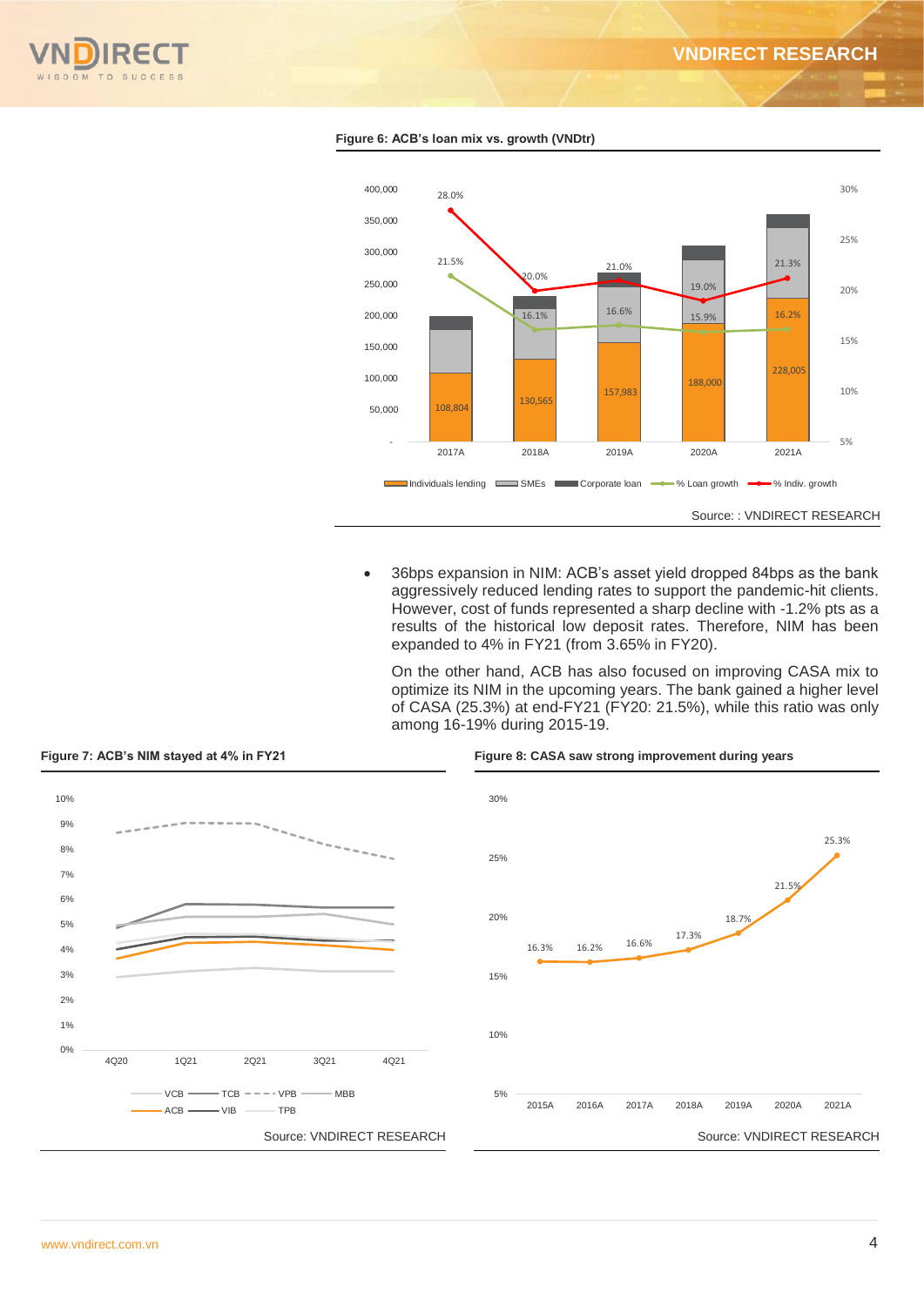**Figure 6: ACB's loan mix vs. growth (VNDtr)**

Source: : VNDIRECT RESEARCH

- 36bps expansion in NIM: ACB's asset yield dropped 84bps as the bank aggressively reduced lending rates to support the pandemic-hit clients. However, cost of funds represented a sharp decline with -1.2% pts as a results of the historical low deposit rates. Therefore, NIM has been expanded to 4% in FY21 (from 3.65% in FY20).

  On the other hand, ACB has also focused on improving CASA mix to optimize its NIM in the upcoming years. The bank gained a higher level of CASA (25.3%) at end-FY21 (FY20: 21.5%), while this ratio was only among 16-19% during 2015-19.

**Figure 7: ACB's NIM stayed at 4% in FY21**

Source: VNDIRECT RESEARCH

**Figure 8: CASA saw strong improvement during years**

Source: VNDIRECT RESEARCH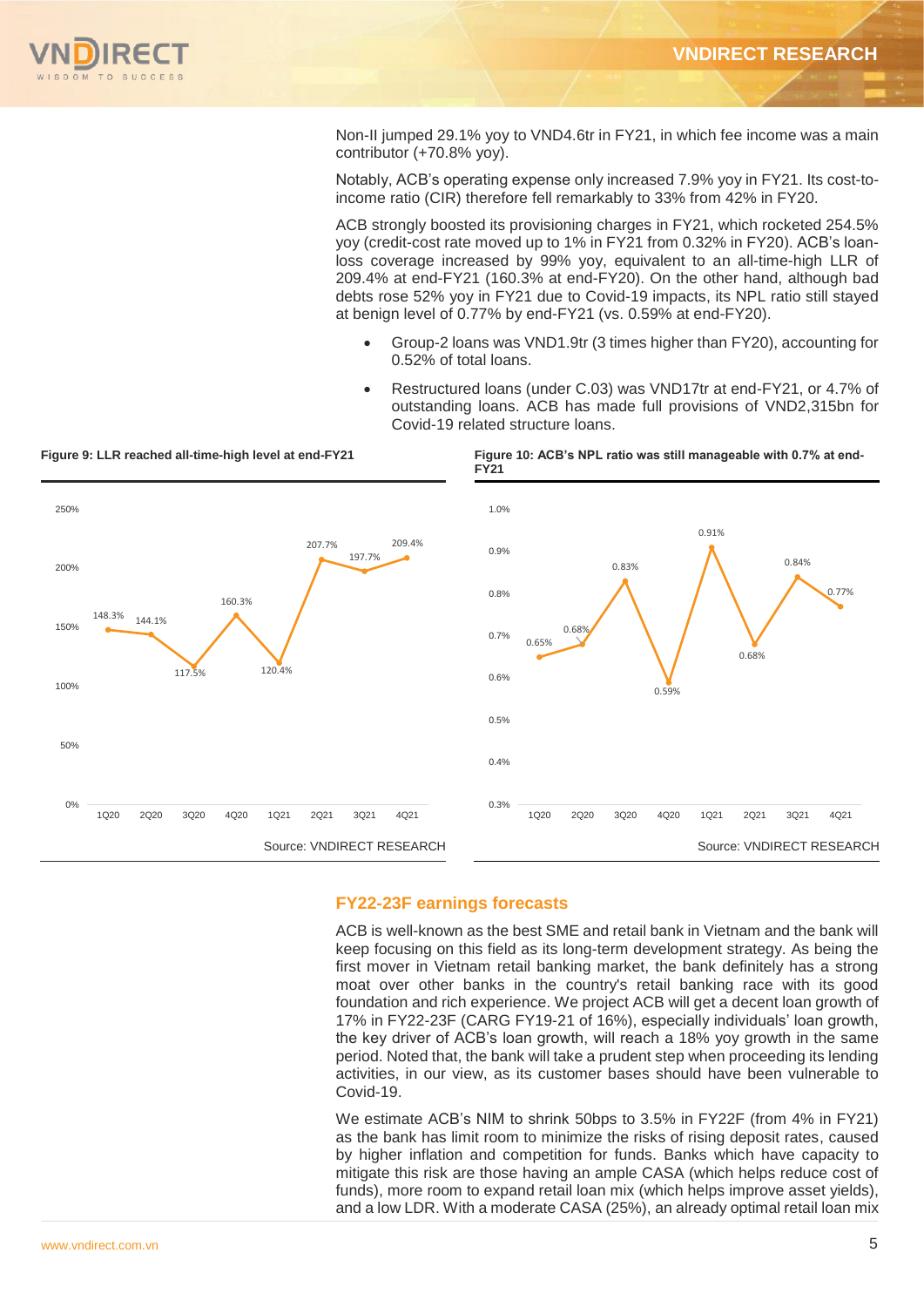Non-II jumped 29.1% yoy to VND4.6tr in FY21, in which fee income was a main contributor (+70.8% yoy).

Notably, ACB's operating expense only increased 7.9% yoy in FY21. Its cost-to-income ratio (CIR) therefore fell remarkably to 33% from 42% in FY20.

ACB strongly boosted its provisioning charges in FY21, which rocketed 254.5% yoy (credit-cost rate moved up to 1% in FY21 from 0.32% in FY20). ACB's loan-loss coverage increased by 99% yoy, equivalent to an all-time-high LLR of 209.4% at end-FY21 (160.3% at end-FY20). On the other hand, although bad debts rose 52% yoy in FY21 due to Covid-19 impacts, its NPL ratio still stayed at benign level of 0.77% by end-FY21 (vs. 0.59% at end-FY20).

- Group-2 loans was VND1.9tr (3 times higher than FY20), accounting for 0.52% of total loans.
- Restructured loans (under C.03) was VND17tr at end-FY21, or 4.7% of outstanding loans. ACB has made full provisions of VND2,315bn for Covid-19 related structure loans.

**Figure 9: LLR reached all-time-high level at end-FY21**

| 1Q20 | 2Q20 | 3Q20 | 4Q20 | 1Q21 | 2Q21 | 3Q21 | 4Q21 |
|---|---|---|---|---|---|---|---|
| 148.3% | 144.1% | 117.5% | 160.3% | 120.4% | 207.7% | 197.7% | 209.4% |

Source: VNDIRECT RESEARCH

**Figure 10: ACB's NPL ratio was still manageable with 0.7% at end-FY21**

| 1Q20 | 2Q20 | 3Q20 | 4Q20 | 1Q21 | 2Q21 | 3Q21 | 4Q21 |
|---|---|---|---|---|---|---|---|
| 0.65% | 0.68% | 0.83% | 0.59% | 0.91% | 0.68% | 0.84% | 0.77% |

Source: VNDIRECT RESEARCH

## FY22-23F earnings forecasts

ACB is well-known as the best SME and retail bank in Vietnam and the bank will keep focusing on this field as its long-term development strategy. As being the first mover in Vietnam retail banking market, the bank definitely has a strong moat over other banks in the country's retail banking race with its good foundation and rich experience. We project ACB will get a decent loan growth of 17% in FY22-23F (CARG FY19-21 of 16%), especially individuals' loan growth, the key driver of ACB's loan growth, will reach a 18% yoy growth in the same period. Noted that, the bank will take a prudent step when proceeding its lending activities, in our view, as its customer bases should have been vulnerable to Covid-19.

We estimate ACB's NIM to shrink 50bps to 3.5% in FY22F (from 4% in FY21) as the bank has limit room to minimize the risks of rising deposit rates, caused by higher inflation and competition for funds. Banks which have capacity to mitigate this risk are those having an ample CASA (which helps reduce cost of funds), more room to expand retail loan mix (which helps improve asset yields), and a low LDR. With a moderate CASA (25%), an already optimal retail loan mix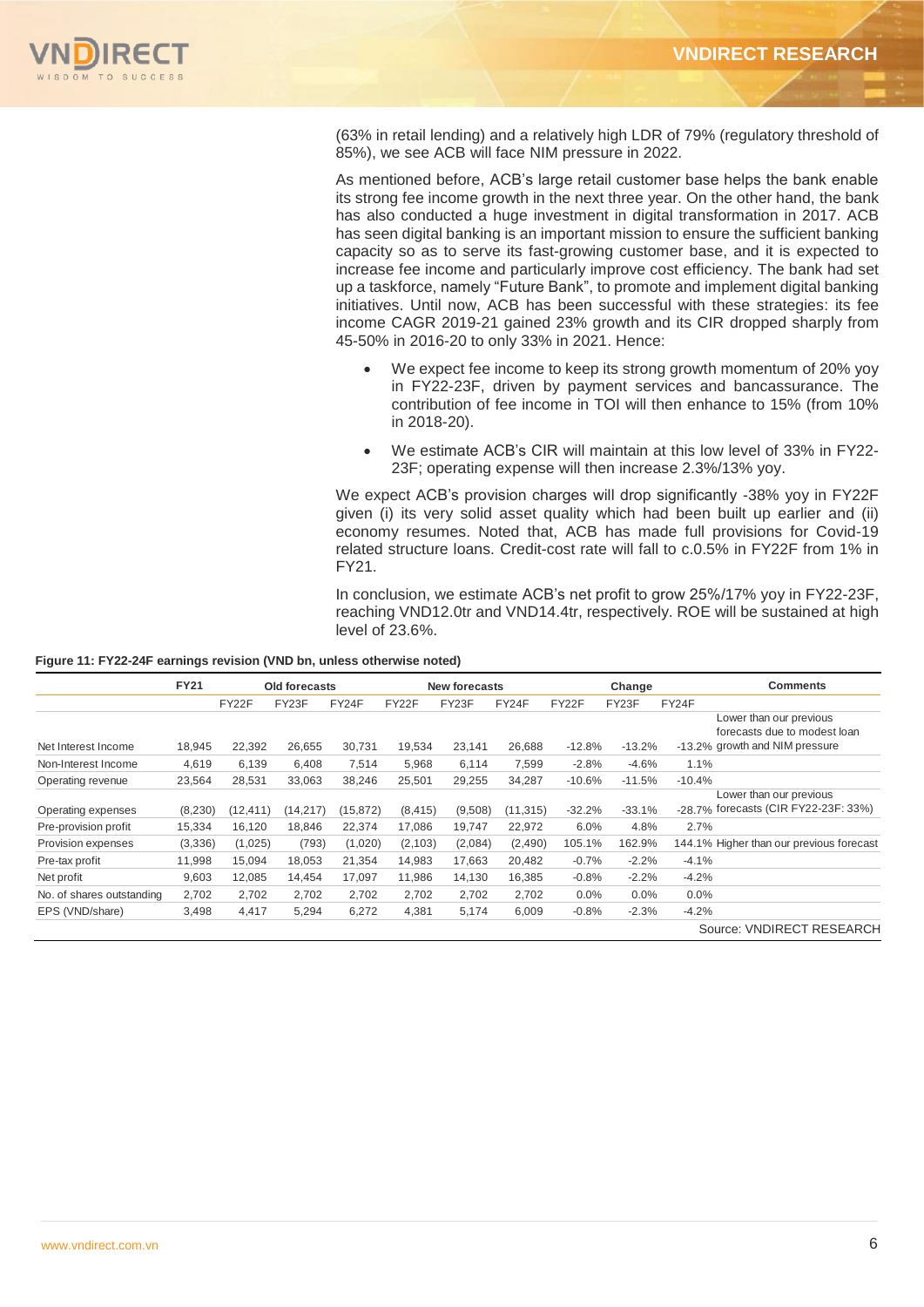(63% in retail lending) and a relatively high LDR of 79% (regulatory threshold of 85%), we see ACB will face NIM pressure in 2022.

As mentioned before, ACB's large retail customer base helps the bank enable its strong fee income growth in the next three year. On the other hand, the bank has also conducted a huge investment in digital transformation in 2017. ACB has seen digital banking is an important mission to ensure the sufficient banking capacity so as to serve its fast-growing customer base, and it is expected to increase fee income and particularly improve cost efficiency. The bank had set up a taskforce, namely "Future Bank", to promote and implement digital banking initiatives. Until now, ACB has been successful with these strategies: its fee income CAGR 2019-21 gained 23% growth and its CIR dropped sharply from 45-50% in 2016-20 to only 33% in 2021. Hence:

- We expect fee income to keep its strong growth momentum of 20% yoy in FY22-23F, driven by payment services and bancassurance. The contribution of fee income in TOI will then enhance to 15% (from 10% in 2018-20).
- We estimate ACB's CIR will maintain at this low level of 33% in FY22-23F; operating expense will then increase 2.3%/13% yoy.

We expect ACB's provision charges will drop significantly -38% yoy in FY22F given (i) its very solid asset quality which had been built up earlier and (ii) economy resumes. Noted that, ACB has made full provisions for Covid-19 related structure loans. Credit-cost rate will fall to c.0.5% in FY22F from 1% in FY21.

In conclusion, we estimate ACB's net profit to grow 25%/17% yoy in FY22-23F, reaching VND12.0tr and VND14.4tr, respectively. ROE will be sustained at high level of 23.6%.

**Figure 11: FY22-24F earnings revision (VND bn, unless otherwise noted)**

| | FY21 | Old forecasts | | | New forecasts | | | Change | | | Comments |
|---|---|---|---|---|---|---|---|---|---|---|---|
| | | FY22F | FY23F | FY24F | FY22F | FY23F | FY24F | FY22F | FY23F | FY24F | |
| Net Interest Income | 18,945 | 22,392 | 26,655 | 30,731 | 19,534 | 23,141 | 26,688 | -12.8% | -13.2% | -13.2% | Lower than our previous forecasts due to modest loan growth and NIM pressure |
| Non-Interest Income | 4,619 | 6,139 | 6,408 | 7,514 | 5,968 | 6,114 | 7,599 | -2.8% | -4.6% | 1.1% | |
| Operating revenue | 23,564 | 28,531 | 33,063 | 38,246 | 25,501 | 29,255 | 34,287 | -10.6% | -11.5% | -10.4% | |
| Operating expenses | (8,230) | (12,411) | (14,217) | (15,872) | (8,415) | (9,508) | (11,315) | -32.2% | -33.1% | -28.7% | Lower than our previous forecasts (CIR FY22-23F: 33%) |
| Pre-provision profit | 15,334 | 16,120 | 18,846 | 22,374 | 17,086 | 19,747 | 22,972 | 6.0% | 4.8% | 2.7% | |
| Provision expenses | (3,336) | (1,025) | (793) | (1,020) | (2,103) | (2,084) | (2,490) | 105.1% | 162.9% | 144.1% | Higher than our previous forecast |
| Pre-tax profit | 11,998 | 15,094 | 18,053 | 21,354 | 14,983 | 17,663 | 20,482 | -0.7% | -2.2% | -4.1% | |
| Net profit | 9,603 | 12,085 | 14,454 | 17,097 | 11,986 | 14,130 | 16,385 | -0.8% | -2.2% | -4.2% | |
| No. of shares outstanding | 2,702 | 2,702 | 2,702 | 2,702 | 2,702 | 2,702 | 2,702 | 0.0% | 0.0% | 0.0% | |
| EPS (VND/share) | 3,498 | 4,417 | 5,294 | 6,272 | 4,381 | 5,174 | 6,009 | -0.8% | -2.3% | -4.2% | |

Source: VNDIRECT RESEARCH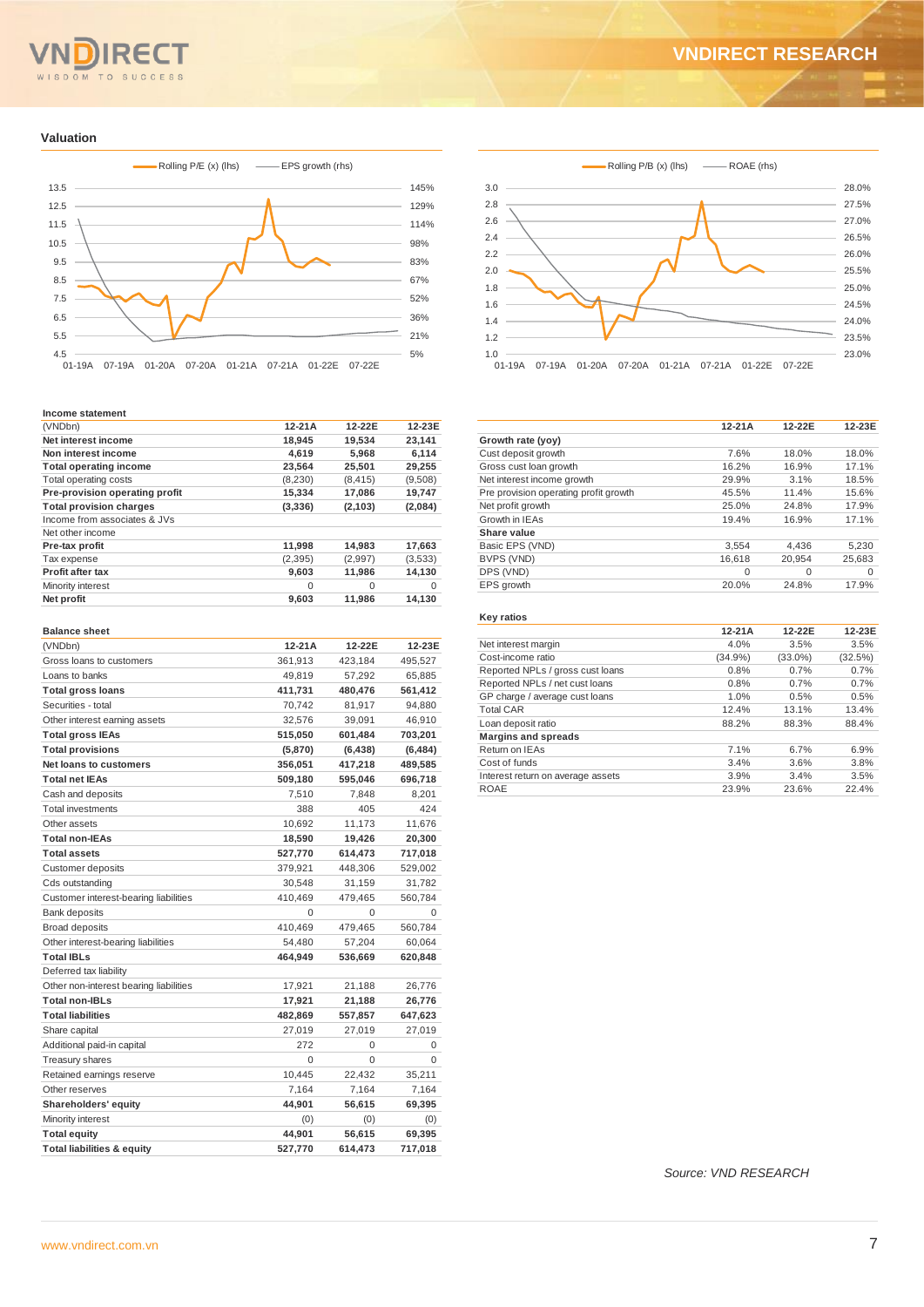## Valuation

Rolling P/E (x) (lhs) — EPS growth (rhs)

Rolling P/B (x) (lhs) — ROAE (rhs)

### Income statement

| (VNDbn) | 12-21A | 12-22E | 12-23E |
|---|---|---|---|
| **Net interest income** | **18,945** | **19,534** | **23,141** |
| **Non interest income** | **4,619** | **5,968** | **6,114** |
| **Total operating income** | **23,564** | **25,501** | **29,255** |
| Total operating costs | (8,230) | (8,415) | (9,508) |
| **Pre-provision operating profit** | **15,334** | **17,086** | **19,747** |
| **Total provision charges** | **(3,336)** | **(2,103)** | **(2,084)** |
| Income from associates & JVs | | | |
| Net other income | | | |
| **Pre-tax profit** | **11,998** | **14,983** | **17,663** |
| Tax expense | (2,395) | (2,997) | (3,533) |
| **Profit after tax** | **9,603** | **11,986** | **14,130** |
| Minority interest | 0 | 0 | 0 |
| **Net profit** | **9,603** | **11,986** | **14,130** |

### Balance sheet

| (VNDbn) | 12-21A | 12-22E | 12-23E |
|---|---|---|---|
| Gross loans to customers | 361,913 | 423,184 | 495,527 |
| Loans to banks | 49,819 | 57,292 | 65,885 |
| **Total gross loans** | **411,731** | **480,476** | **561,412** |
| Securities - total | 70,742 | 81,917 | 94,880 |
| Other interest earning assets | 32,576 | 39,091 | 46,910 |
| **Total gross IEAs** | **515,050** | **601,484** | **703,201** |
| **Total provisions** | **(5,870)** | **(6,438)** | **(6,484)** |
| **Net loans to customers** | **356,051** | **417,218** | **489,585** |
| **Total net IEAs** | **509,180** | **595,046** | **696,718** |
| Cash and deposits | 7,510 | 7,848 | 8,201 |
| Total investments | 388 | 405 | 424 |
| Other assets | 10,692 | 11,173 | 11,676 |
| **Total non-IEAs** | **18,590** | **19,426** | **20,300** |
| **Total assets** | **527,770** | **614,473** | **717,018** |
| Customer deposits | 379,921 | 448,306 | 529,002 |
| Cds outstanding | 30,548 | 31,159 | 31,782 |
| Customer interest-bearing liabilities | 410,469 | 479,465 | 560,784 |
| Bank deposits | 0 | 0 | 0 |
| Broad deposits | 410,469 | 479,465 | 560,784 |
| Other interest-bearing liabilities | 54,480 | 57,204 | 60,064 |
| **Total IBLs** | **464,949** | **536,669** | **620,848** |
| Deferred tax liability | | | |
| Other non-interest bearing liabilities | 17,921 | 21,188 | 26,776 |
| **Total non-IBLs** | **17,921** | **21,188** | **26,776** |
| **Total liabilities** | **482,869** | **557,857** | **647,623** |
| Share capital | 27,019 | 27,019 | 27,019 |
| Additional paid-in capital | 272 | 0 | 0 |
| Treasury shares | 0 | 0 | 0 |
| Retained earnings reserve | 10,445 | 22,432 | 35,211 |
| Other reserves | 7,164 | 7,164 | 7,164 |
| **Shareholders' equity** | **44,901** | **56,615** | **69,395** |
| Minority interest | (0) | (0) | (0) |
| **Total equity** | **44,901** | **56,615** | **69,395** |
| **Total liabilities & equity** | **527,770** | **614,473** | **717,018** |

| | 12-21A | 12-22E | 12-23E |
|---|---|---|---|
| **Growth rate (yoy)** | | | |
| Cust deposit growth | 7.6% | 18.0% | 18.0% |
| Gross cust loan growth | 16.2% | 16.9% | 17.1% |
| Net interest income growth | 29.9% | 3.1% | 18.5% |
| Pre provision operating profit growth | 45.5% | 11.4% | 15.6% |
| Net profit growth | 25.0% | 24.8% | 17.9% |
| Growth in IEAs | 19.4% | 16.9% | 17.1% |
| **Share value** | | | |
| Basic EPS (VND) | 3,554 | 4,436 | 5,230 |
| BVPS (VND) | 16,618 | 20,954 | 25,683 |
| DPS (VND) | 0 | 0 | 0 |
| EPS growth | 20.0% | 24.8% | 17.9% |

### Key ratios

| | 12-21A | 12-22E | 12-23E |
|---|---|---|---|
| Net interest margin | 4.0% | 3.5% | 3.5% |
| Cost-income ratio | (34.9%) | (33.0%) | (32.5%) |
| Reported NPLs / gross cust loans | 0.8% | 0.7% | 0.7% |
| Reported NPLs / net cust loans | 0.8% | 0.7% | 0.7% |
| GP charge / average cust loans | 1.0% | 0.5% | 0.5% |
| Total CAR | 12.4% | 13.1% | 13.4% |
| Loan deposit ratio | 88.2% | 88.3% | 88.4% |
| **Margins and spreads** | | | |
| Return on IEAs | 7.1% | 6.7% | 6.9% |
| Cost of funds | 3.4% | 3.6% | 3.8% |
| Interest return on average assets | 3.9% | 3.4% | 3.5% |
| ROAE | 23.9% | 23.6% | 22.4% |

*Source: VND RESEARCH*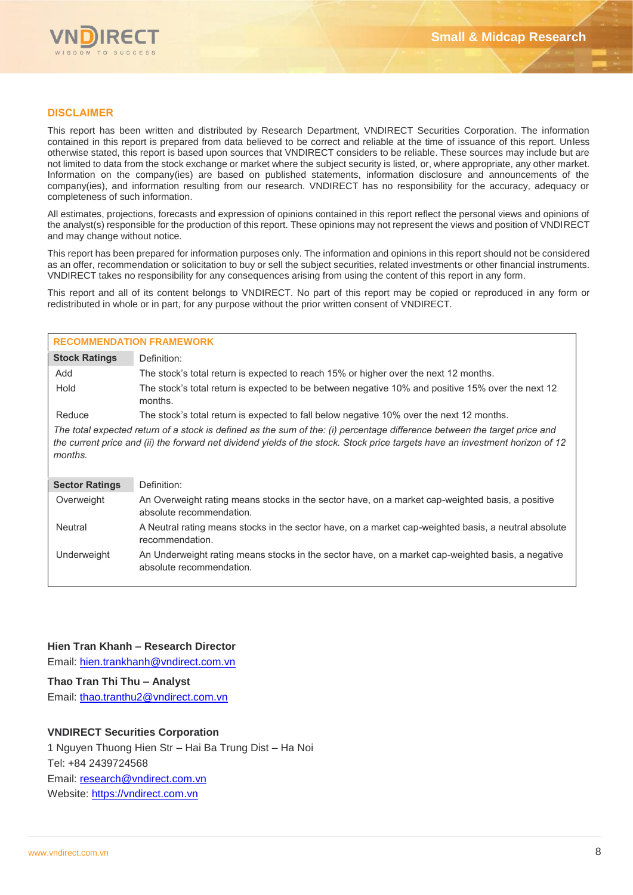## DISCLAIMER

This report has been written and distributed by Research Department, VNDIRECT Securities Corporation. The information contained in this report is prepared from data believed to be correct and reliable at the time of issuance of this report. Unless otherwise stated, this report is based upon sources that VNDIRECT considers to be reliable. These sources may include but are not limited to data from the stock exchange or market where the subject security is listed, or, where appropriate, any other market. Information on the company(ies) are based on published statements, information disclosure and announcements of the company(ies), and information resulting from our research. VNDIRECT has no responsibility for the accuracy, adequacy or completeness of such information.

All estimates, projections, forecasts and expression of opinions contained in this report reflect the personal views and opinions of the analyst(s) responsible for the production of this report. These opinions may not represent the views and position of VNDIRECT and may change without notice.

This report has been prepared for information purposes only. The information and opinions in this report should not be considered as an offer, recommendation or solicitation to buy or sell the subject securities, related investments or other financial instruments. VNDIRECT takes no responsibility for any consequences arising from using the content of this report in any form.

This report and all of its content belongs to VNDIRECT. No part of this report may be copied or reproduced in any form or redistributed in whole or in part, for any purpose without the prior written consent of VNDIRECT.

### RECOMMENDATION FRAMEWORK

| **Stock Ratings** | Definition: |
|---|---|
| Add | The stock's total return is expected to reach 15% or higher over the next 12 months. |
| Hold | The stock's total return is expected to be between negative 10% and positive 15% over the next 12 months. |
| Reduce | The stock's total return is expected to fall below negative 10% over the next 12 months. |

*The total expected return of a stock is defined as the sum of the: (i) percentage difference between the target price and the current price and (ii) the forward net dividend yields of the stock. Stock price targets have an investment horizon of 12 months.*

| **Sector Ratings** | Definition: |
|---|---|
| Overweight | An Overweight rating means stocks in the sector have, on a market cap-weighted basis, a positive absolute recommendation. |
| Neutral | A Neutral rating means stocks in the sector have, on a market cap-weighted basis, a neutral absolute recommendation. |
| Underweight | An Underweight rating means stocks in the sector have, on a market cap-weighted basis, a negative absolute recommendation. |

**Hien Tran Khanh – Research Director**
Email: hien.trankhanh@vndirect.com.vn

**Thao Tran Thi Thu – Analyst**
Email: thao.tranthu2@vndirect.com.vn

**VNDIRECT Securities Corporation**
1 Nguyen Thuong Hien Str – Hai Ba Trung Dist – Ha Noi
Tel: +84 2439724568
Email: research@vndirect.com.vn
Website: https://vndirect.com.vn